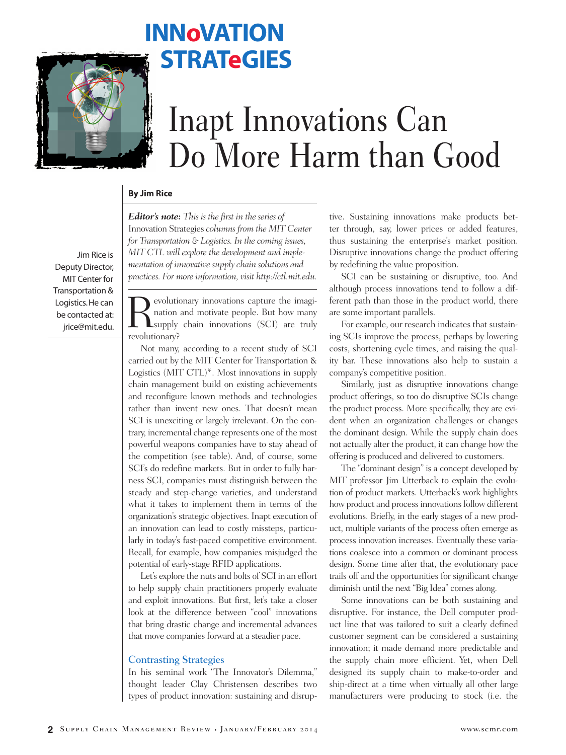# INNoVATION STRATeGIES

# Inapt Innovations Can Do More Harm than Good

**By Jim Rice**

Jim Rice is Deputy Director, MIT Center for Transportation & Logistics. He can be contacted at: jrice@mit.edu.

***Editor's note:*** *This is the first in the series of* Innovation Strategies *columns from the MIT Center for Transportation & Logistics. In the coming issues, MIT CTL will explore the development and implementation of innovative supply chain solutions and practices. For more information, visit http://ctl.mit.edu.*

Revolutionary innovations capture the imagination and motivate people. But how many supply chain innovations (SCI) are truly revolutionary?

Not many, according to a recent study of SCI carried out by the MIT Center for Transportation & Logistics (MIT CTL)*. Most innovations in supply chain management build on existing achievements and reconfigure known methods and technologies rather than invent new ones. That doesn't mean SCI is unexciting or largely irrelevant. On the contrary, incremental change represents one of the most powerful weapons companies have to stay ahead of the competition (see table). And, of course, some SCI's do redefine markets. But in order to fully harness SCI, companies must distinguish between the steady and step-change varieties, and understand what it takes to implement them in terms of the organization's strategic objectives. Inapt execution of an innovation can lead to costly missteps, particularly in today's fast-paced competitive environment. Recall, for example, how companies misjudged the potential of early-stage RFID applications.

Let's explore the nuts and bolts of SCI in an effort to help supply chain practitioners properly evaluate and exploit innovations. But first, let's take a closer look at the difference between "cool" innovations that bring drastic change and incremental advances that move companies forward at a steadier pace.

## Contrasting Strategies

In his seminal work "The Innovator's Dilemma," thought leader Clay Christensen describes two types of product innovation: sustaining and disruptive. Sustaining innovations make products better through, say, lower prices or added features, thus sustaining the enterprise's market position. Disruptive innovations change the product offering by redefining the value proposition.

SCI can be sustaining or disruptive, too. And although process innovations tend to follow a different path than those in the product world, there are some important parallels.

For example, our research indicates that sustaining SCIs improve the process, perhaps by lowering costs, shortening cycle times, and raising the quality bar. These innovations also help to sustain a company's competitive position.

Similarly, just as disruptive innovations change product offerings, so too do disruptive SCIs change the product process. More specifically, they are evident when an organization challenges or changes the dominant design. While the supply chain does not actually alter the product, it can change how the offering is produced and delivered to customers.

The "dominant design" is a concept developed by MIT professor Jim Utterback to explain the evolution of product markets. Utterback's work highlights how product and process innovations follow different evolutions. Briefly, in the early stages of a new product, multiple variants of the process often emerge as process innovation increases. Eventually these variations coalesce into a common or dominant process design. Some time after that, the evolutionary pace trails off and the opportunities for significant change diminish until the next "Big Idea" comes along.

Some innovations can be both sustaining and disruptive. For instance, the Dell computer product line that was tailored to suit a clearly defined customer segment can be considered a sustaining innovation; it made demand more predictable and the supply chain more efficient. Yet, when Dell designed its supply chain to make-to-order and ship-direct at a time when virtually all other large manufacturers were producing to stock (i.e. the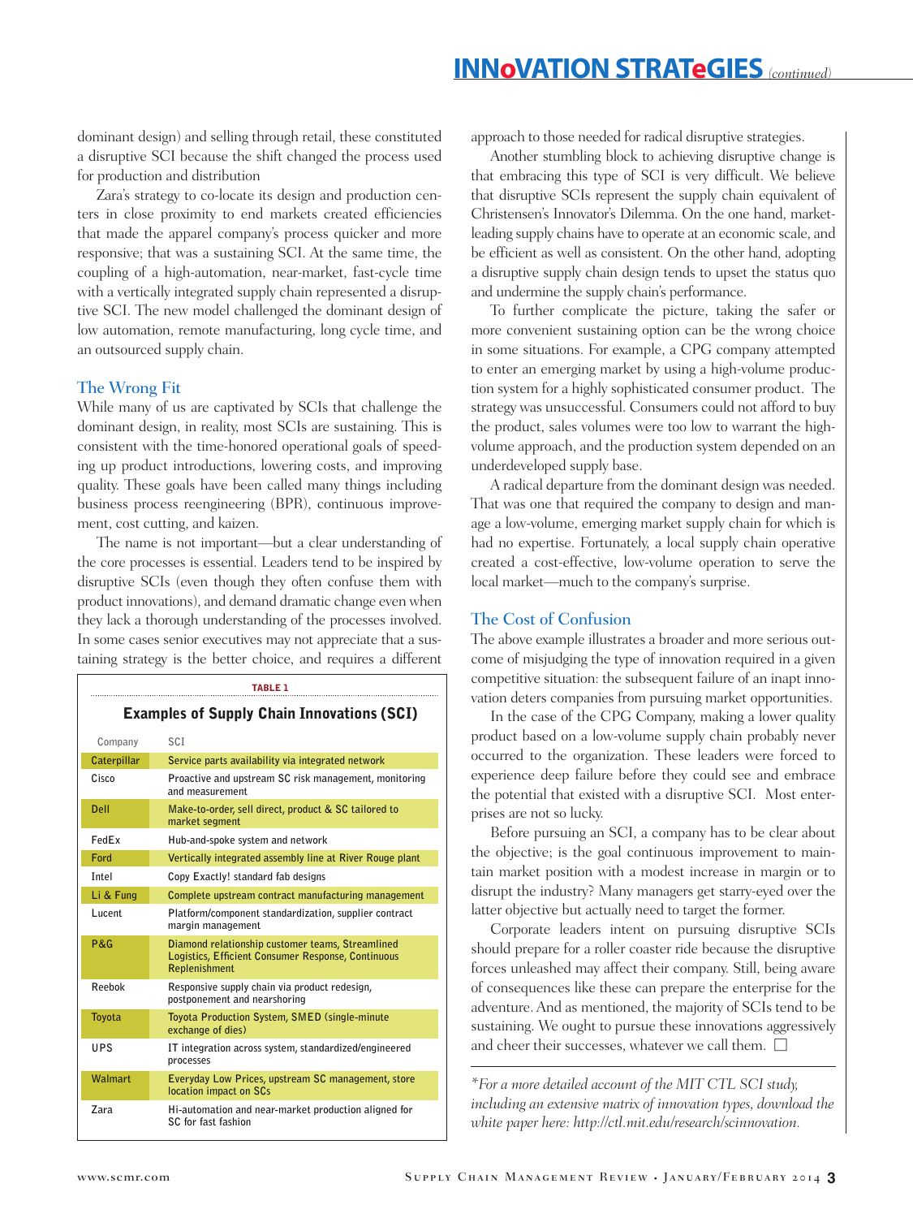dominant design) and selling through retail, these constituted a disruptive SCI because the shift changed the process used for production and distribution

Zara's strategy to co-locate its design and production centers in close proximity to end markets created efficiencies that made the apparel company's process quicker and more responsive; that was a sustaining SCI. At the same time, the coupling of a high-automation, near-market, fast-cycle time with a vertically integrated supply chain represented a disruptive SCI. The new model challenged the dominant design of low automation, remote manufacturing, long cycle time, and an outsourced supply chain.

## The Wrong Fit

While many of us are captivated by SCIs that challenge the dominant design, in reality, most SCIs are sustaining. This is consistent with the time-honored operational goals of speeding up product introductions, lowering costs, and improving quality. These goals have been called many things including business process reengineering (BPR), continuous improvement, cost cutting, and kaizen.

The name is not important—but a clear understanding of the core processes is essential. Leaders tend to be inspired by disruptive SCIs (even though they often confuse them with product innovations), and demand dramatic change even when they lack a thorough understanding of the processes involved. In some cases senior executives may not appreciate that a sustaining strategy is the better choice, and requires a different approach to those needed for radical disruptive strategies.

Another stumbling block to achieving disruptive change is that embracing this type of SCI is very difficult. We believe that disruptive SCIs represent the supply chain equivalent of Christensen's Innovator's Dilemma. On the one hand, market-leading supply chains have to operate at an economic scale, and be efficient as well as consistent. On the other hand, adopting a disruptive supply chain design tends to upset the status quo and undermine the supply chain's performance.

To further complicate the picture, taking the safer or more convenient sustaining option can be the wrong choice in some situations. For example, a CPG company attempted to enter an emerging market by using a high-volume production system for a highly sophisticated consumer product. The strategy was unsuccessful. Consumers could not afford to buy the product, sales volumes were too low to warrant the high-volume approach, and the production system depended on an underdeveloped supply base.

A radical departure from the dominant design was needed. That was one that required the company to design and manage a low-volume, emerging market supply chain for which is had no expertise. Fortunately, a local supply chain operative created a cost-effective, low-volume operation to serve the local market—much to the company's surprise.

**TABLE 1**

**Examples of Supply Chain Innovations (SCI)**

| Company | SCI |
|---|---|
| Caterpillar | Service parts availability via integrated network |
| Cisco | Proactive and upstream SC risk management, monitoring and measurement |
| Dell | Make-to-order, sell direct, product & SC tailored to market segment |
| FedEx | Hub-and-spoke system and network |
| Ford | Vertically integrated assembly line at River Rouge plant |
| Intel | Copy Exactly! standard fab designs |
| Li & Fung | Complete upstream contract manufacturing management |
| Lucent | Platform/component standardization, supplier contract margin management |
| P&G | Diamond relationship customer teams, Streamlined Logistics, Efficient Consumer Response, Continuous Replenishment |
| Reebok | Responsive supply chain via product redesign, postponement and nearshoring |
| Toyota | Toyota Production System, SMED (single-minute exchange of dies) |
| UPS | IT integration across system, standardized/engineered processes |
| Walmart | Everyday Low Prices, upstream SC management, store location impact on SCs |
| Zara | Hi-automation and near-market production aligned for SC for fast fashion |

## The Cost of Confusion

The above example illustrates a broader and more serious outcome of misjudging the type of innovation required in a given competitive situation: the subsequent failure of an inapt innovation deters companies from pursuing market opportunities.

In the case of the CPG Company, making a lower quality product based on a low-volume supply chain probably never occurred to the organization. These leaders were forced to experience deep failure before they could see and embrace the potential that existed with a disruptive SCI. Most enterprises are not so lucky.

Before pursuing an SCI, a company has to be clear about the objective; is the goal continuous improvement to maintain market position with a modest increase in margin or to disrupt the industry? Many managers get starry-eyed over the latter objective but actually need to target the former.

Corporate leaders intent on pursuing disruptive SCIs should prepare for a roller coaster ride because the disruptive forces unleashed may affect their company. Still, being aware of consequences like these can prepare the enterprise for the adventure. And as mentioned, the majority of SCIs tend to be sustaining. We ought to pursue these innovations aggressively and cheer their successes, whatever we call them. ☐

---

*\*For a more detailed account of the MIT CTL SCI study, including an extensive matrix of innovation types, download the white paper here: http://ctl.mit.edu/research/scinnovation.*